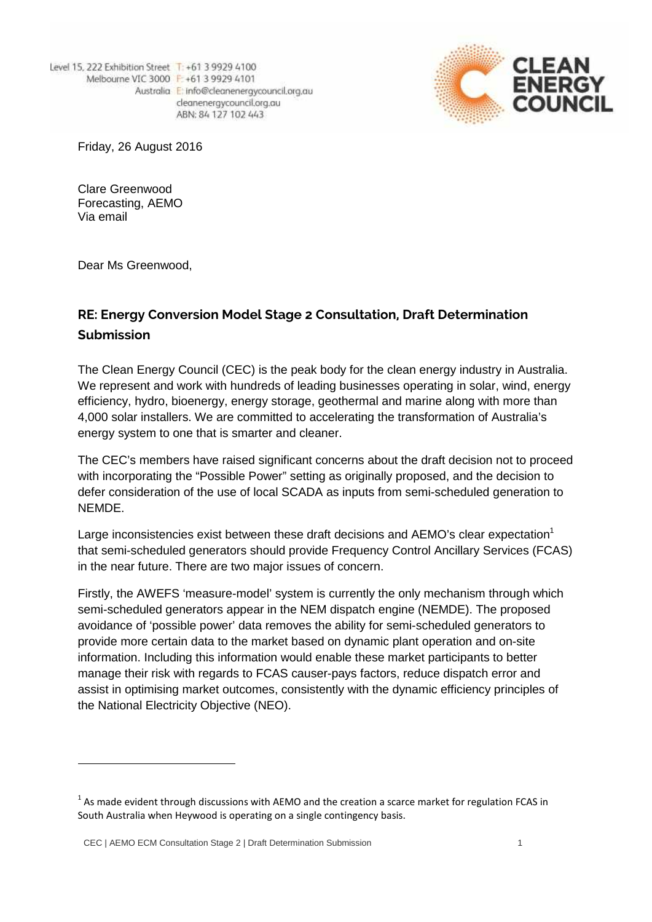Level 15, 222 Exhibition Street
Melbourne VIC 3000
Australia
T: +61 3 9929 4100
F: +61 3 9929 4101
E: info@cleanenergycouncil.org.au
cleanenergycouncil.org.au
ABN: 84 127 102 443

CLEAN ENERGY COUNCIL

Friday, 26 August 2016

Clare Greenwood
Forecasting, AEMO
Via email

Dear Ms Greenwood,

## RE: Energy Conversion Model Stage 2 Consultation, Draft Determination Submission

The Clean Energy Council (CEC) is the peak body for the clean energy industry in Australia. We represent and work with hundreds of leading businesses operating in solar, wind, energy efficiency, hydro, bioenergy, energy storage, geothermal and marine along with more than 4,000 solar installers. We are committed to accelerating the transformation of Australia's energy system to one that is smarter and cleaner.

The CEC's members have raised significant concerns about the draft decision not to proceed with incorporating the "Possible Power" setting as originally proposed, and the decision to defer consideration of the use of local SCADA as inputs from semi-scheduled generation to NEMDE.

Large inconsistencies exist between these draft decisions and AEMO's clear expectation[1] that semi-scheduled generators should provide Frequency Control Ancillary Services (FCAS) in the near future. There are two major issues of concern.

Firstly, the AWEFS 'measure-model' system is currently the only mechanism through which semi-scheduled generators appear in the NEM dispatch engine (NEMDE). The proposed avoidance of 'possible power' data removes the ability for semi-scheduled generators to provide more certain data to the market based on dynamic plant operation and on-site information. Including this information would enable these market participants to better manage their risk with regards to FCAS causer-pays factors, reduce dispatch error and assist in optimising market outcomes, consistently with the dynamic efficiency principles of the National Electricity Objective (NEO).

[1] As made evident through discussions with AEMO and the creation a scarce market for regulation FCAS in South Australia when Heywood is operating on a single contingency basis.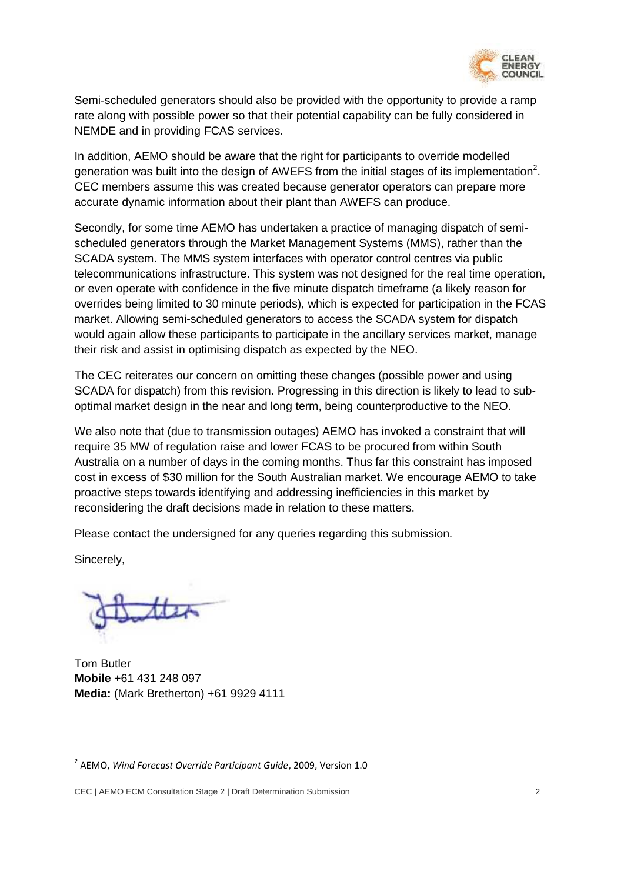Semi-scheduled generators should also be provided with the opportunity to provide a ramp rate along with possible power so that their potential capability can be fully considered in NEMDE and in providing FCAS services.

In addition, AEMO should be aware that the right for participants to override modelled generation was built into the design of AWEFS from the initial stages of its implementation[2]. CEC members assume this was created because generator operators can prepare more accurate dynamic information about their plant than AWEFS can produce.

Secondly, for some time AEMO has undertaken a practice of managing dispatch of semi-scheduled generators through the Market Management Systems (MMS), rather than the SCADA system. The MMS system interfaces with operator control centres via public telecommunications infrastructure. This system was not designed for the real time operation, or even operate with confidence in the five minute dispatch timeframe (a likely reason for overrides being limited to 30 minute periods), which is expected for participation in the FCAS market. Allowing semi-scheduled generators to access the SCADA system for dispatch would again allow these participants to participate in the ancillary services market, manage their risk and assist in optimising dispatch as expected by the NEO.

The CEC reiterates our concern on omitting these changes (possible power and using SCADA for dispatch) from this revision. Progressing in this direction is likely to lead to sub-optimal market design in the near and long term, being counterproductive to the NEO.

We also note that (due to transmission outages) AEMO has invoked a constraint that will require 35 MW of regulation raise and lower FCAS to be procured from within South Australia on a number of days in the coming months. Thus far this constraint has imposed cost in excess of $30 million for the South Australian market. We encourage AEMO to take proactive steps towards identifying and addressing inefficiencies in this market by reconsidering the draft decisions made in relation to these matters.

Please contact the undersigned for any queries regarding this submission.

Sincerely,

Tom Butler
**Mobile** +61 431 248 097
**Media:** (Mark Bretherton) +61 9929 4111

---

[2] AEMO, *Wind Forecast Override Participant Guide*, 2009, Version 1.0